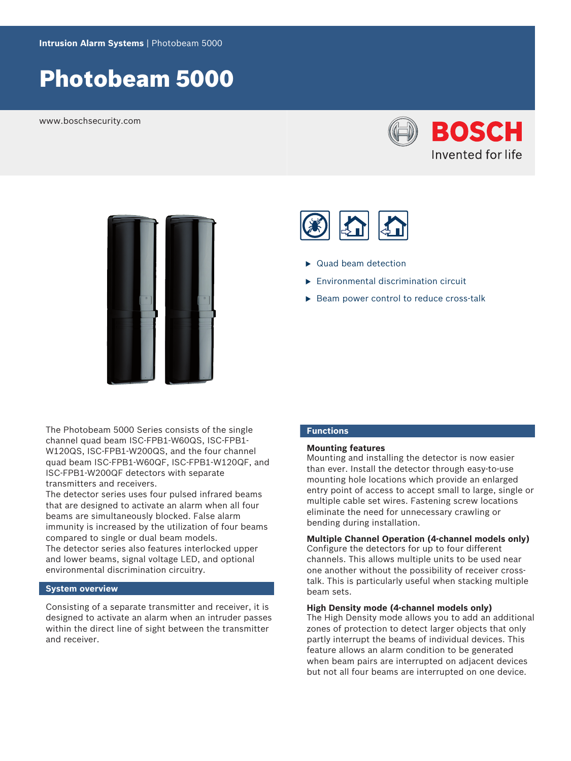**Intrusion Alarm Systems** | Photobeam 5000

# Photobeam 5000

www.boschsecurity.com

BOSCH
Invented for life

- Quad beam detection
- Environmental discrimination circuit
- Beam power control to reduce cross-talk

The Photobeam 5000 Series consists of the single channel quad beam ISC-FPB1-W60QS, ISC-FPB1-W120QS, ISC-FPB1-W200QS, and the four channel quad beam ISC-FPB1-W60QF, ISC-FPB1-W120QF, and ISC-FPB1-W200QF detectors with separate transmitters and receivers.

The detector series uses four pulsed infrared beams that are designed to activate an alarm when all four beams are simultaneously blocked. False alarm immunity is increased by the utilization of four beams compared to single or dual beam models.

The detector series also features interlocked upper and lower beams, signal voltage LED, and optional environmental discrimination circuitry.

## System overview

Consisting of a separate transmitter and receiver, it is designed to activate an alarm when an intruder passes within the direct line of sight between the transmitter and receiver.

## Functions

### Mounting features

Mounting and installing the detector is now easier than ever. Install the detector through easy-to-use mounting hole locations which provide an enlarged entry point of access to accept small to large, single or multiple cable set wires. Fastening screw locations eliminate the need for unnecessary crawling or bending during installation.

### Multiple Channel Operation (4-channel models only)

Configure the detectors for up to four different channels. This allows multiple units to be used near one another without the possibility of receiver cross-talk. This is particularly useful when stacking multiple beam sets.

### High Density mode (4-channel models only)

The High Density mode allows you to add an additional zones of protection to detect larger objects that only partly interrupt the beams of individual devices. This feature allows an alarm condition to be generated when beam pairs are interrupted on adjacent devices but not all four beams are interrupted on one device.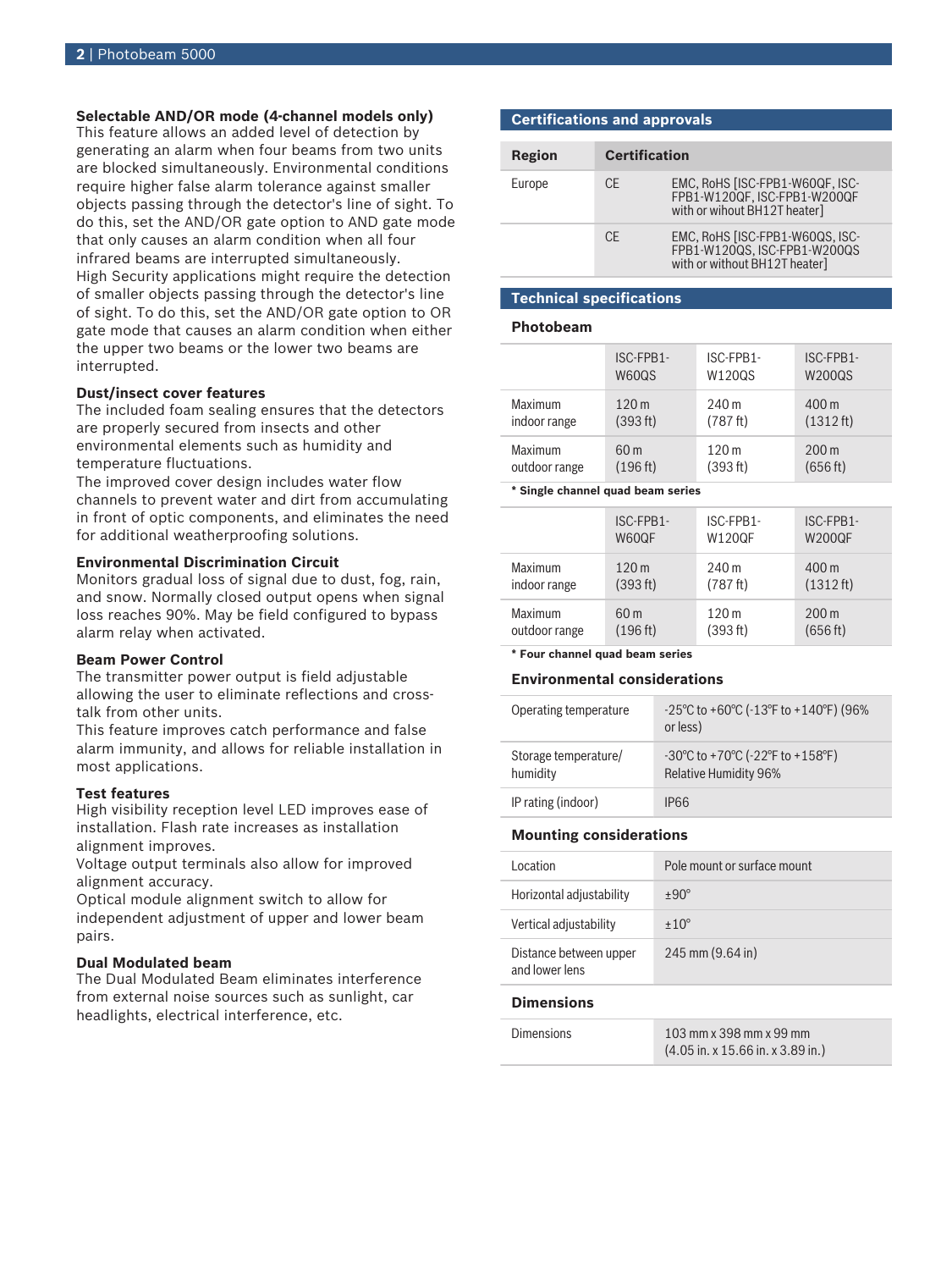### Selectable AND/OR mode (4-channel models only)

This feature allows an added level of detection by generating an alarm when four beams from two units are blocked simultaneously. Environmental conditions require higher false alarm tolerance against smaller objects passing through the detector's line of sight. To do this, set the AND/OR gate option to AND gate mode that only causes an alarm condition when all four infrared beams are interrupted simultaneously.
High Security applications might require the detection of smaller objects passing through the detector's line of sight. To do this, set the AND/OR gate option to OR gate mode that causes an alarm condition when either the upper two beams or the lower two beams are interrupted.

### Dust/insect cover features

The included foam sealing ensures that the detectors are properly secured from insects and other environmental elements such as humidity and temperature fluctuations.
The improved cover design includes water flow channels to prevent water and dirt from accumulating in front of optic components, and eliminates the need for additional weatherproofing solutions.

### Environmental Discrimination Circuit

Monitors gradual loss of signal due to dust, fog, rain, and snow. Normally closed output opens when signal loss reaches 90%. May be field configured to bypass alarm relay when activated.

### Beam Power Control

The transmitter power output is field adjustable allowing the user to eliminate reflections and cross-talk from other units.
This feature improves catch performance and false alarm immunity, and allows for reliable installation in most applications.

### Test features

High visibility reception level LED improves ease of installation. Flash rate increases as installation alignment improves.
Voltage output terminals also allow for improved alignment accuracy.
Optical module alignment switch to allow for independent adjustment of upper and lower beam pairs.

### Dual Modulated beam

The Dual Modulated Beam eliminates interference from external noise sources such as sunlight, car headlights, electrical interference, etc.

## Certifications and approvals

| Region | Certification | |
|---|---|---|
| Europe | CE | EMC, RoHS [ISC-FPB1-W60QF, ISC-FPB1-W120QF, ISC-FPB1-W200QF with or wihout BH12T heater] |
| | CE | EMC, RoHS [ISC-FPB1-W60QS, ISC-FPB1-W120QS, ISC-FPB1-W200QS with or without BH12T heater] |

## Technical specifications

### Photobeam

| | ISC-FPB1-W60QS | ISC-FPB1-W120QS | ISC-FPB1-W200QS |
|---|---|---|---|
| Maximum indoor range | 120 m (393 ft) | 240 m (787 ft) | 400 m (1312 ft) |
| Maximum outdoor range | 60 m (196 ft) | 120 m (393 ft) | 200 m (656 ft) |

**\* Single channel quad beam series**

| | ISC-FPB1-W60QF | ISC-FPB1-W120QF | ISC-FPB1-W200QF |
|---|---|---|---|
| Maximum indoor range | 120 m (393 ft) | 240 m (787 ft) | 400 m (1312 ft) |
| Maximum outdoor range | 60 m (196 ft) | 120 m (393 ft) | 200 m (656 ft) |

**\* Four channel quad beam series**

### Environmental considerations

| | |
|---|---|
| Operating temperature | -25°C to +60°C (-13°F to +140°F) (96% or less) |
| Storage temperature/ humidity | -30°C to +70°C (-22°F to +158°F) Relative Humidity 96% |
| IP rating (indoor) | IP66 |

### Mounting considerations

| | |
|---|---|
| Location | Pole mount or surface mount |
| Horizontal adjustability | ±90° |
| Vertical adjustability | ±10° |
| Distance between upper and lower lens | 245 mm (9.64 in) |

### Dimensions

| | |
|---|---|
| Dimensions | 103 mm x 398 mm x 99 mm (4.05 in. x 15.66 in. x 3.89 in.) |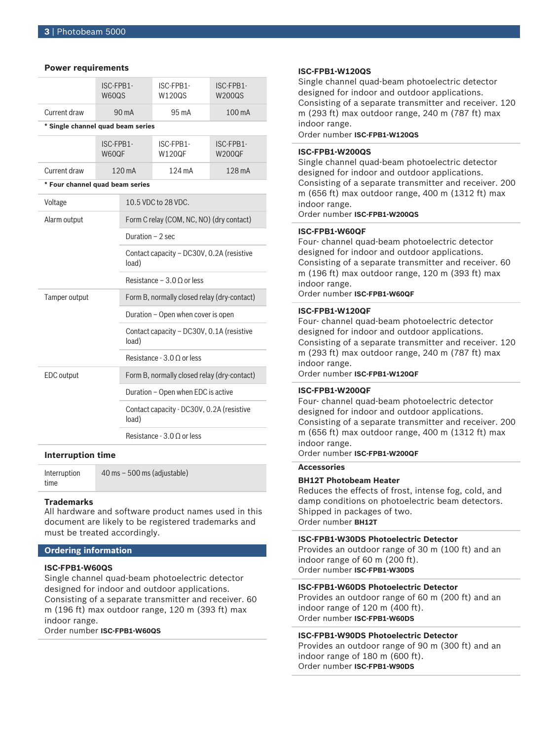### Power requirements

| | ISC-FPB1-W60QS | ISC-FPB1-W120QS | ISC-FPB1-W200QS |
|---|---|---|---|
| Current draw | 90 mA | 95 mA | 100 mA |

**\* Single channel quad beam series**

| | ISC-FPB1-W60QF | ISC-FPB1-W120QF | ISC-FPB1-W200QF |
|---|---|---|---|
| Current draw | 120 mA | 124 mA | 128 mA |

**\* Four channel quad beam series**

| | |
|---|---|
| Voltage | 10.5 VDC to 28 VDC. |
| Alarm output | Form C relay (COM, NC, NO) (dry contact) |
| | Duration – 2 sec |
| | Contact capacity – DC30V, 0.2A (resistive load) |
| | Resistance – 3.0 Ω or less |
| Tamper output | Form B, normally closed relay (dry-contact) |
| | Duration – Open when cover is open |
| | Contact capacity – DC30V, 0.1A (resistive load) |
| | Resistance - 3.0 Ω or less |
| EDC output | Form B, normally closed relay (dry-contact) |
| | Duration – Open when EDC is active |
| | Contact capacity - DC30V, 0.2A (resistive load) |
| | Resistance - 3.0 Ω or less |

### Interruption time

| | |
|---|---|
| Interruption time | 40 ms – 500 ms (adjustable) |

### Trademarks

All hardware and software product names used in this document are likely to be registered trademarks and must be treated accordingly.

## Ordering information

**ISC-FPB1-W60QS**
Single channel quad-beam photoelectric detector designed for indoor and outdoor applications. Consisting of a separate transmitter and receiver. 60 m (196 ft) max outdoor range, 120 m (393 ft) max indoor range.
Order number **ISC-FPB1-W60QS**

**ISC-FPB1-W120QS**
Single channel quad-beam photoelectric detector designed for indoor and outdoor applications. Consisting of a separate transmitter and receiver. 120 m (293 ft) max outdoor range, 240 m (787 ft) max indoor range.
Order number **ISC-FPB1-W120QS**

**ISC-FPB1-W200QS**
Single channel quad-beam photoelectric detector designed for indoor and outdoor applications. Consisting of a separate transmitter and receiver. 200 m (656 ft) max outdoor range, 400 m (1312 ft) max indoor range.
Order number **ISC-FPB1-W200QS**

**ISC-FPB1-W60QF**
Four- channel quad-beam photoelectric detector designed for indoor and outdoor applications. Consisting of a separate transmitter and receiver. 60 m (196 ft) max outdoor range, 120 m (393 ft) max indoor range.
Order number **ISC-FPB1-W60QF**

**ISC-FPB1-W120QF**
Four- channel quad-beam photoelectric detector designed for indoor and outdoor applications. Consisting of a separate transmitter and receiver. 120 m (293 ft) max outdoor range, 240 m (787 ft) max indoor range.
Order number **ISC-FPB1-W120QF**

**ISC-FPB1-W200QF**
Four- channel quad-beam photoelectric detector designed for indoor and outdoor applications. Consisting of a separate transmitter and receiver. 200 m (656 ft) max outdoor range, 400 m (1312 ft) max indoor range.
Order number **ISC-FPB1-W200QF**

### Accessories

**BH12T Photobeam Heater**
Reduces the effects of frost, intense fog, cold, and damp conditions on photoelectric beam detectors. Shipped in packages of two.
Order number **BH12T**

**ISC-FPB1-W30DS Photoelectric Detector**
Provides an outdoor range of 30 m (100 ft) and an indoor range of 60 m (200 ft).
Order number **ISC-FPB1-W30DS**

**ISC-FPB1-W60DS Photoelectric Detector**
Provides an outdoor range of 60 m (200 ft) and an indoor range of 120 m (400 ft).
Order number **ISC-FPB1-W60DS**

**ISC-FPB1-W90DS Photoelectric Detector**
Provides an outdoor range of 90 m (300 ft) and an indoor range of 180 m (600 ft).
Order number **ISC-FPB1-W90DS**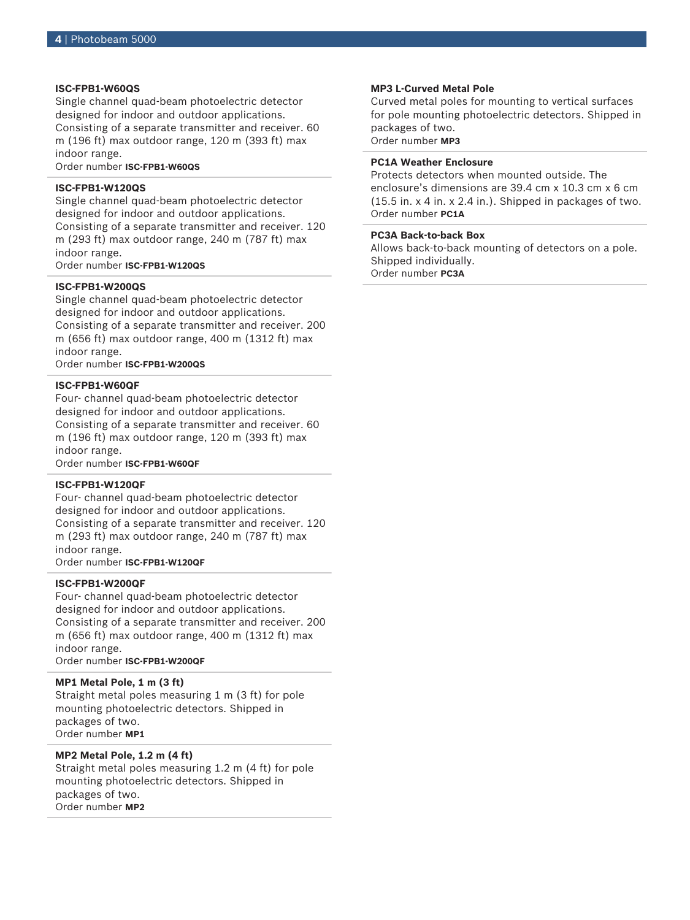**ISC-FPB1-W60QS**
Single channel quad-beam photoelectric detector designed for indoor and outdoor applications. Consisting of a separate transmitter and receiver. 60 m (196 ft) max outdoor range, 120 m (393 ft) max indoor range.
Order number **ISC-FPB1-W60QS**

**ISC-FPB1-W120QS**
Single channel quad-beam photoelectric detector designed for indoor and outdoor applications. Consisting of a separate transmitter and receiver. 120 m (293 ft) max outdoor range, 240 m (787 ft) max indoor range.
Order number **ISC-FPB1-W120QS**

**ISC-FPB1-W200QS**
Single channel quad-beam photoelectric detector designed for indoor and outdoor applications. Consisting of a separate transmitter and receiver. 200 m (656 ft) max outdoor range, 400 m (1312 ft) max indoor range.
Order number **ISC-FPB1-W200QS**

**ISC-FPB1-W60QF**
Four- channel quad-beam photoelectric detector designed for indoor and outdoor applications. Consisting of a separate transmitter and receiver. 60 m (196 ft) max outdoor range, 120 m (393 ft) max indoor range.
Order number **ISC-FPB1-W60QF**

**ISC-FPB1-W120QF**
Four- channel quad-beam photoelectric detector designed for indoor and outdoor applications. Consisting of a separate transmitter and receiver. 120 m (293 ft) max outdoor range, 240 m (787 ft) max indoor range.
Order number **ISC-FPB1-W120QF**

**ISC-FPB1-W200QF**
Four- channel quad-beam photoelectric detector designed for indoor and outdoor applications. Consisting of a separate transmitter and receiver. 200 m (656 ft) max outdoor range, 400 m (1312 ft) max indoor range.
Order number **ISC-FPB1-W200QF**

**MP1 Metal Pole, 1 m (3 ft)**
Straight metal poles measuring 1 m (3 ft) for pole mounting photoelectric detectors. Shipped in packages of two.
Order number **MP1**

**MP2 Metal Pole, 1.2 m (4 ft)**
Straight metal poles measuring 1.2 m (4 ft) for pole mounting photoelectric detectors. Shipped in packages of two.
Order number **MP2**

**MP3 L-Curved Metal Pole**
Curved metal poles for mounting to vertical surfaces for pole mounting photoelectric detectors. Shipped in packages of two.
Order number **MP3**

**PC1A Weather Enclosure**
Protects detectors when mounted outside. The enclosure's dimensions are 39.4 cm x 10.3 cm x 6 cm (15.5 in. x 4 in. x 2.4 in.). Shipped in packages of two.
Order number **PC1A**

**PC3A Back-to-back Box**
Allows back-to-back mounting of detectors on a pole. Shipped individually.
Order number **PC3A**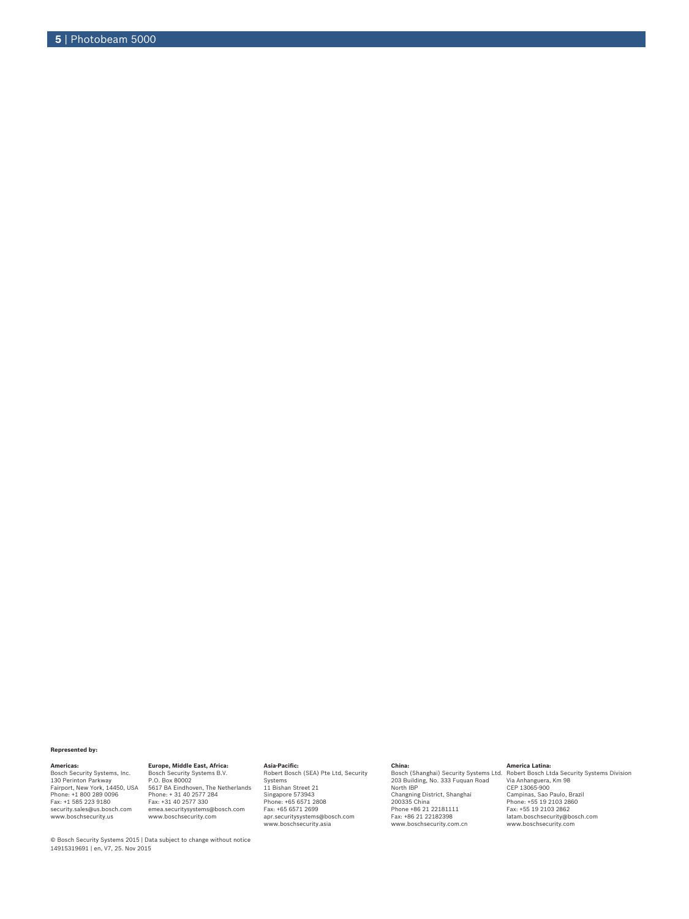**Represented by:**

**Americas:**
Bosch Security Systems, Inc.
130 Perinton Parkway
Fairport, New York, 14450, USA
Phone: +1 800 289 0096
Fax: +1 585 223 9180
security.sales@us.bosch.com
www.boschsecurity.us

**Europe, Middle East, Africa:**
Bosch Security Systems B.V.
P.O. Box 80002
5617 BA Eindhoven, The Netherlands
Phone: + 31 40 2577 284
Fax: +31 40 2577 330
emea.securitysystems@bosch.com
www.boschsecurity.com

**Asia-Pacific:**
Robert Bosch (SEA) Pte Ltd, Security Systems
11 Bishan Street 21
Singapore 573943
Phone: +65 6571 2808
Fax: +65 6571 2699
apr.securitysystems@bosch.com
www.boschsecurity.asia

**China:**
Bosch (Shanghai) Security Systems Ltd.
203 Building, No. 333 Fuquan Road
North IBP
Changning District, Shanghai
200335 China
Phone +86 21 22181111
Fax: +86 21 22182398
www.boschsecurity.com.cn

**America Latina:**
Robert Bosch Ltda Security Systems Division
Via Anhanguera, Km 98
CEP 13065-900
Campinas, Sao Paulo, Brazil
Phone: +55 19 2103 2860
Fax: +55 19 2103 2862
latam.boschsecurity@bosch.com
www.boschsecurity.com

© Bosch Security Systems 2015 | Data subject to change without notice
14915319691 | en, V7, 25. Nov 2015